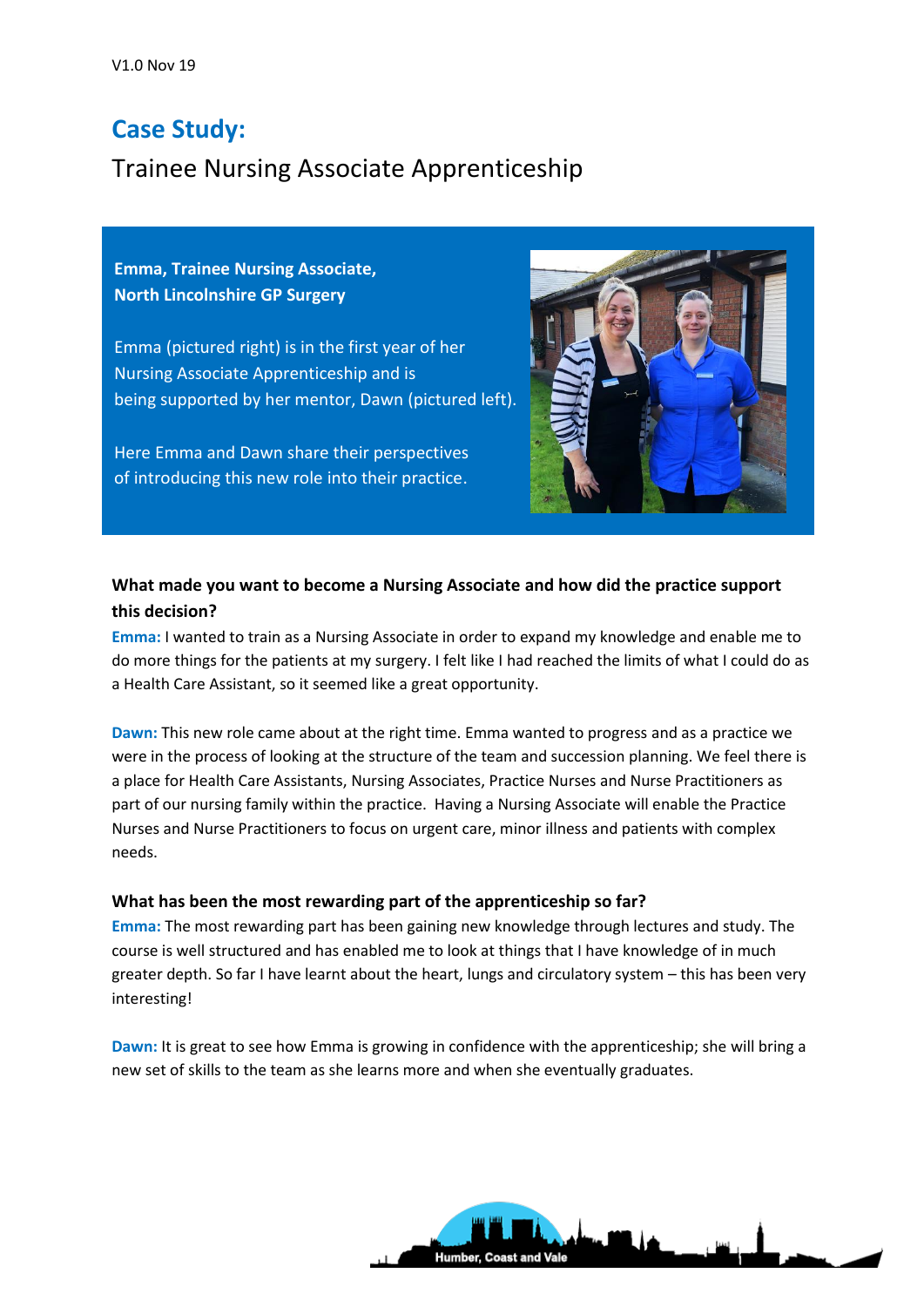V1.0 Nov 19

# Case Study:

## Trainee Nursing Associate Apprenticeship

**Emma, Trainee Nursing Associate, North Lincolnshire GP Surgery**

Emma (pictured right) is in the first year of her Nursing Associate Apprenticeship and is being supported by her mentor, Dawn (pictured left).

Here Emma and Dawn share their perspectives of introducing this new role into their practice.

### What made you want to become a Nursing Associate and how did the practice support this decision?

**Emma:** I wanted to train as a Nursing Associate in order to expand my knowledge and enable me to do more things for the patients at my surgery. I felt like I had reached the limits of what I could do as a Health Care Assistant, so it seemed like a great opportunity.

**Dawn:** This new role came about at the right time. Emma wanted to progress and as a practice we were in the process of looking at the structure of the team and succession planning. We feel there is a place for Health Care Assistants, Nursing Associates, Practice Nurses and Nurse Practitioners as part of our nursing family within the practice. Having a Nursing Associate will enable the Practice Nurses and Nurse Practitioners to focus on urgent care, minor illness and patients with complex needs.

### What has been the most rewarding part of the apprenticeship so far?

**Emma:** The most rewarding part has been gaining new knowledge through lectures and study. The course is well structured and has enabled me to look at things that I have knowledge of in much greater depth. So far I have learnt about the heart, lungs and circulatory system – this has been very interesting!

**Dawn:** It is great to see how Emma is growing in confidence with the apprenticeship; she will bring a new set of skills to the team as she learns more and when she eventually graduates.

Humber, Coast and Vale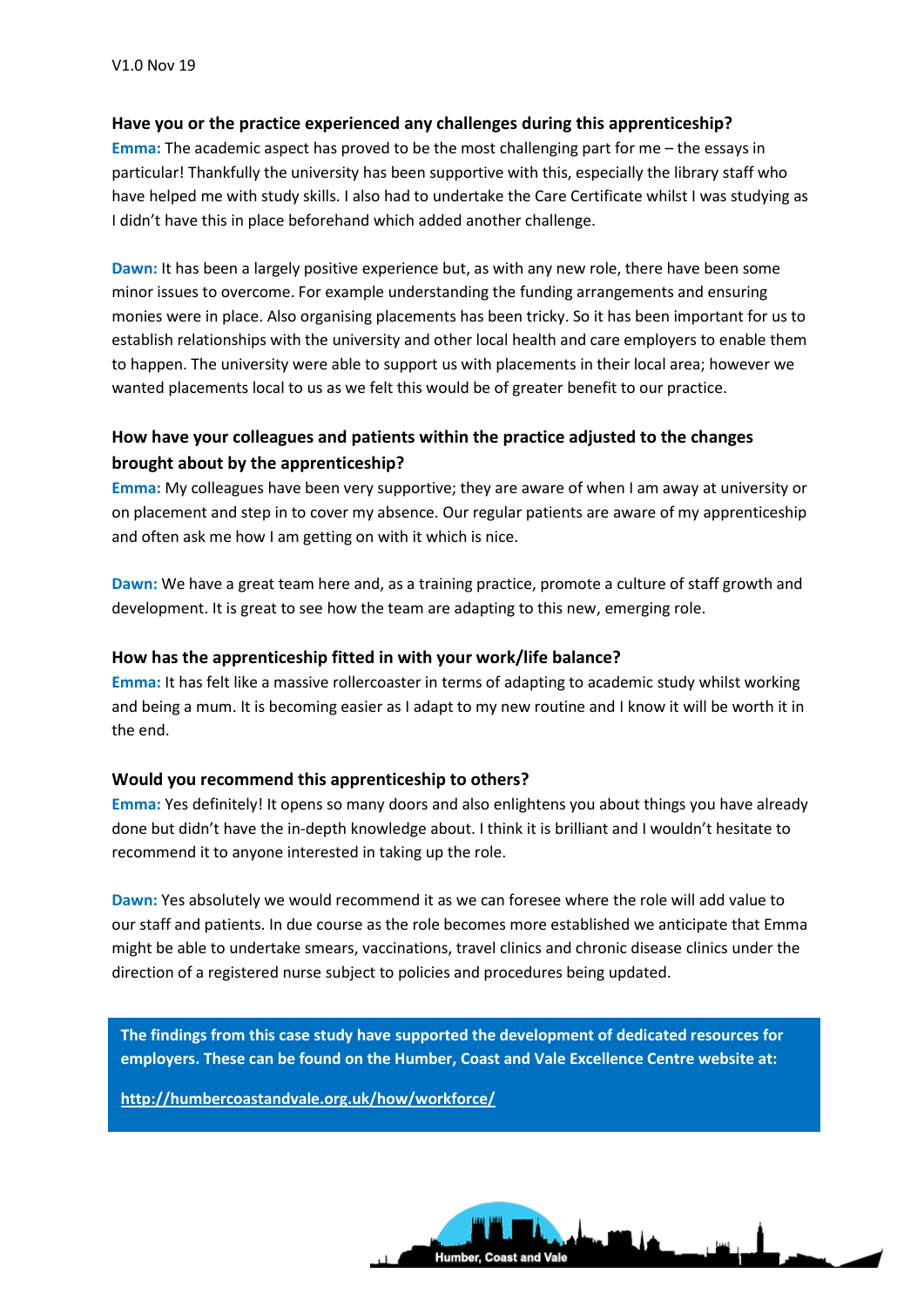V1.0 Nov 19

**Have you or the practice experienced any challenges during this apprenticeship?**

**Emma:** The academic aspect has proved to be the most challenging part for me – the essays in particular! Thankfully the university has been supportive with this, especially the library staff who have helped me with study skills. I also had to undertake the Care Certificate whilst I was studying as I didn't have this in place beforehand which added another challenge.

**Dawn:** It has been a largely positive experience but, as with any new role, there have been some minor issues to overcome. For example understanding the funding arrangements and ensuring monies were in place. Also organising placements has been tricky. So it has been important for us to establish relationships with the university and other local health and care employers to enable them to happen. The university were able to support us with placements in their local area; however we wanted placements local to us as we felt this would be of greater benefit to our practice.

**How have your colleagues and patients within the practice adjusted to the changes brought about by the apprenticeship?**

**Emma:** My colleagues have been very supportive; they are aware of when I am away at university or on placement and step in to cover my absence. Our regular patients are aware of my apprenticeship and often ask me how I am getting on with it which is nice.

**Dawn:** We have a great team here and, as a training practice, promote a culture of staff growth and development. It is great to see how the team are adapting to this new, emerging role.

**How has the apprenticeship fitted in with your work/life balance?**

**Emma:** It has felt like a massive rollercoaster in terms of adapting to academic study whilst working and being a mum. It is becoming easier as I adapt to my new routine and I know it will be worth it in the end.

**Would you recommend this apprenticeship to others?**

**Emma:** Yes definitely! It opens so many doors and also enlightens you about things you have already done but didn't have the in-depth knowledge about. I think it is brilliant and I wouldn't hesitate to recommend it to anyone interested in taking up the role.

**Dawn:** Yes absolutely we would recommend it as we can foresee where the role will add value to our staff and patients. In due course as the role becomes more established we anticipate that Emma might be able to undertake smears, vaccinations, travel clinics and chronic disease clinics under the direction of a registered nurse subject to policies and procedures being updated.

**The findings from this case study have supported the development of dedicated resources for employers. These can be found on the Humber, Coast and Vale Excellence Centre website at:**

**http://humbercoastandvale.org.uk/how/workforce/**

Humber, Coast and Vale